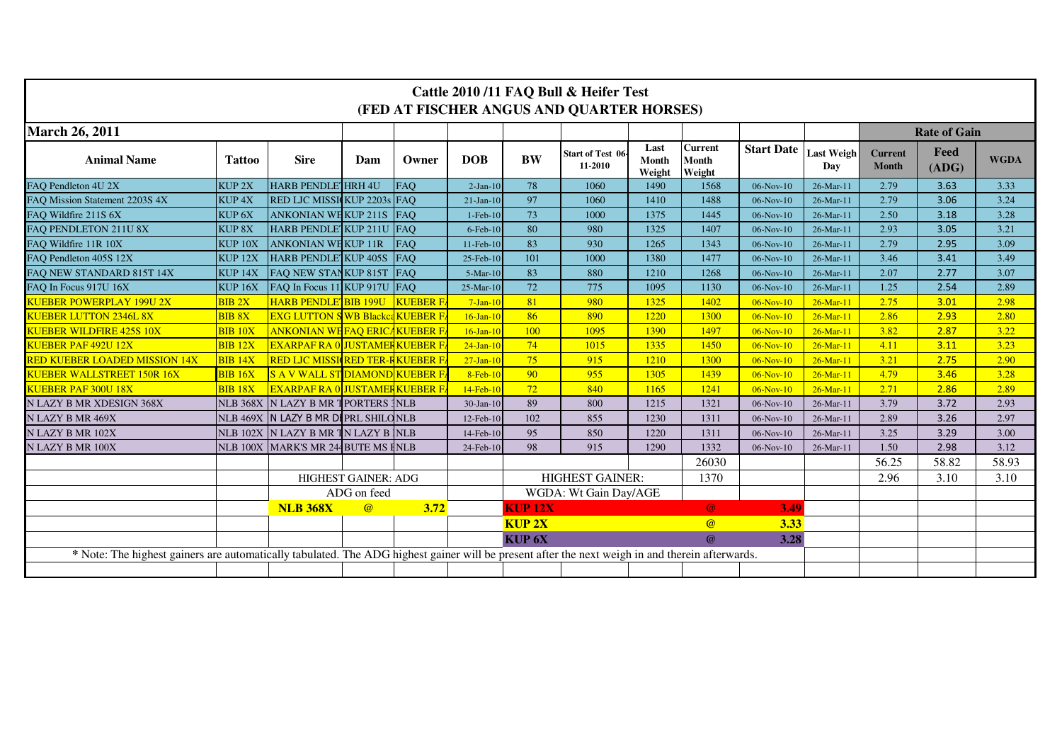# Cattle 2010 /11 FAQ Bull & Heifer Test
## (FED AT FISCHER ANGUS AND QUARTER HORSES)

| March 26, 2011 | | | | | | | | | | | | Rate of Gain | | |
|---|---|---|---|---|---|---|---|---|---|---|---|---|---|---|
| Animal Name | Tattoo | Sire | Dam | Owner | DOB | BW | Start of Test 06-11-2010 | Last Month Weight | Current Month Weight | Start Date | Last Weigh Day | Current Month | Feed (ADG) | WGDA |
| FAQ Pendleton 4U 2X | KUP 2X | HARB PENDLE | HRH 4U | FAQ | 2-Jan-10 | 78 | 1060 | 1490 | 1568 | 06-Nov-10 | 26-Mar-11 | 2.79 | 3.63 | 3.33 |
| FAQ Mission Statement 2203S 4X | KUP 4X | RED LJC MISSI | KUP 2203s | FAQ | 21-Jan-10 | 97 | 1060 | 1410 | 1488 | 06-Nov-10 | 26-Mar-11 | 2.79 | 3.06 | 3.24 |
| FAQ Wildfire 211S 6X | KUP 6X | ANKONIAN WE | KUP 211S | FAQ | 1-Feb-10 | 73 | 1000 | 1375 | 1445 | 06-Nov-10 | 26-Mar-11 | 2.50 | 3.18 | 3.28 |
| FAQ PENDLETON 211U 8X | KUP 8X | HARB PENDLE | KUP 211U | FAQ | 6-Feb-10 | 80 | 980 | 1325 | 1407 | 06-Nov-10 | 26-Mar-11 | 2.93 | 3.05 | 3.21 |
| FAQ Wildfire 11R 10X | KUP 10X | ANKONIAN WE | KUP 11R | FAQ | 11-Feb-10 | 83 | 930 | 1265 | 1343 | 06-Nov-10 | 26-Mar-11 | 2.79 | 2.95 | 3.09 |
| FAQ Pendleton 405S 12X | KUP 12X | HARB PENDLE | KUP 405S | FAQ | 25-Feb-10 | 101 | 1000 | 1380 | 1477 | 06-Nov-10 | 26-Mar-11 | 3.46 | 3.41 | 3.49 |
| FAQ NEW STANDARD 815T 14X | KUP 14X | FAQ NEW STAN | KUP 815T | FAQ | 5-Mar-10 | 83 | 880 | 1210 | 1268 | 06-Nov-10 | 26-Mar-11 | 2.07 | 2.77 | 3.07 |
| FAQ In Focus 917U 16X | KUP 16X | FAQ In Focus 11 | KUP 917U | FAQ | 25-Mar-10 | 72 | 775 | 1095 | 1130 | 06-Nov-10 | 26-Mar-11 | 1.25 | 2.54 | 2.89 |
| KUEBER POWERPLAY 199U 2X | BIB 2X | HARB PENDLE | BIB 199U | KUEBER F | 7-Jan-10 | 81 | 980 | 1325 | 1402 | 06-Nov-10 | 26-Mar-11 | 2.75 | 3.01 | 2.98 |
| KUEBER LUTTON 2346L 8X | BIB 8X | EXG LUTTON S | WB Blackc | KUEBER F | 16-Jan-10 | 86 | 890 | 1220 | 1300 | 06-Nov-10 | 26-Mar-11 | 2.86 | 2.93 | 2.80 |
| KUEBER WILDFIRE 425S 10X | BIB 10X | ANKONIAN WE | FAQ ERICA | KUEBER F | 16-Jan-10 | 100 | 1095 | 1390 | 1497 | 06-Nov-10 | 26-Mar-11 | 3.82 | 2.87 | 3.22 |
| KUEBER PAF 492U 12X | BIB 12X | EXARPAF RA 0 | JUSTAMER | KUEBER F | 24-Jan-10 | 74 | 1015 | 1335 | 1450 | 06-Nov-10 | 26-Mar-11 | 4.11 | 3.11 | 3.23 |
| RED KUEBER LOADED MISSION 14X | BIB 14X | RED LJC MISSI | RED TER-R | KUEBER F | 27-Jan-10 | 75 | 915 | 1210 | 1300 | 06-Nov-10 | 26-Mar-11 | 3.21 | 2.75 | 2.90 |
| KUEBER WALLSTREET 150R 16X | BIB 16X | S A V WALL ST | DIAMOND | KUEBER F | 8-Feb-10 | 90 | 955 | 1305 | 1439 | 06-Nov-10 | 26-Mar-11 | 4.79 | 3.46 | 3.28 |
| KUEBER PAF 300U 18X | BIB 18X | EXARPAF RA 0 | JUSTAMER | KUEBER F | 14-Feb-10 | 72 | 840 | 1165 | 1241 | 06-Nov-10 | 26-Mar-11 | 2.71 | 2.86 | 2.89 |
| N LAZY B MR XDESIGN 368X | NLB 368X | N LAZY B MR T | PORTERS | NLB | 30-Jan-10 | 89 | 800 | 1215 | 1321 | 06-Nov-10 | 26-Mar-11 | 3.79 | 3.72 | 2.93 |
| N LAZY B MR 469X | NLB 469X | N LAZY B MR D | PRL SHILO | NLB | 12-Feb-10 | 102 | 855 | 1230 | 1311 | 06-Nov-10 | 26-Mar-11 | 2.89 | 3.26 | 2.97 |
| N LAZY B MR 102X | NLB 102X | N LAZY B MR T | N LAZY B | NLB | 14-Feb-10 | 95 | 850 | 1220 | 1311 | 06-Nov-10 | 26-Mar-11 | 3.25 | 3.29 | 3.00 |
| N LAZY B MR 100X | NLB 100X | MARK'S MR 24 | BUTE MS | NLB | 24-Feb-10 | 98 | 915 | 1290 | 1332 | 06-Nov-10 | 26-Mar-11 | 1.50 | 2.98 | 3.12 |
| | | | | | | | | | 26030 | | | 56.25 | 58.82 | 58.93 |
| | | HIGHEST GAINER: ADG | | | | HIGHEST GAINER: | | | 1370 | | | 2.96 | 3.10 | 3.10 |
| | | ADG on feed | | | | WGDA: Wt Gain Day/AGE | | | | | | | | |
| | | **NLB 368X** | @ | **3.72** | | **KUP 12X** | | | @ | **3.49** | | | | |
| | | | | | | **KUP 2X** | | | @ | **3.33** | | | | |
| | | | | | | **KUP 6X** | | | @ | **3.28** | | | | |

* Note: The highest gainers are automatically tabulated. The ADG highest gainer will be present after the next weigh in and therein afterwards.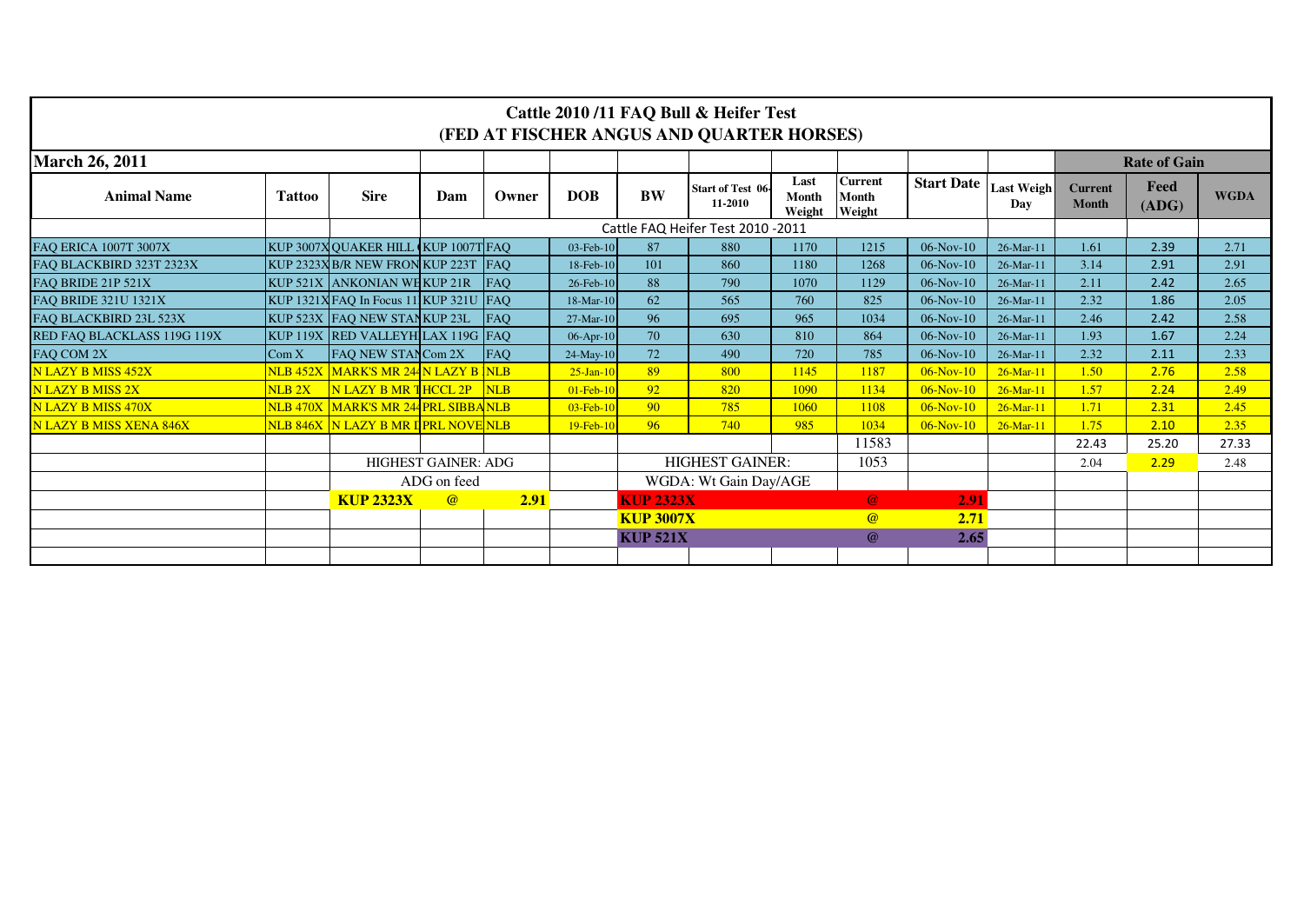# Cattle 2010 /11 FAQ Bull & Heifer Test
## (FED AT FISCHER ANGUS AND QUARTER HORSES)

| March 26, 2011 | | | | | | | | | | | | Rate of Gain | | |
|---|---|---|---|---|---|---|---|---|---|---|---|---|---|---|
| **Animal Name** | **Tattoo** | **Sire** | **Dam** | **Owner** | **DOB** | **BW** | **Start of Test 06-11-2010** | **Last Month Weight** | **Current Month Weight** | **Start Date** | **Last Weigh Day** | **Current Month** | **Feed (ADG)** | **WGDA** |
| | | | Cattle FAQ Heifer Test 2010 -2011 | | | | | | | | | | | |
| FAQ ERICA 1007T 3007X | KUP 3007X | QUAKER HILL | KUP 1007T | FAQ | 03-Feb-10 | 87 | 880 | 1170 | 1215 | 06-Nov-10 | 26-Mar-11 | 1.61 | 2.39 | 2.71 |
| FAQ BLACKBIRD 323T 2323X | KUP 2323X | B/R NEW FRON | KUP 223T | FAQ | 18-Feb-10 | 101 | 860 | 1180 | 1268 | 06-Nov-10 | 26-Mar-11 | 3.14 | 2.91 | 2.91 |
| FAQ BRIDE 21P 521X | KUP 521X | ANKONIAN WE | KUP 21R | FAQ | 26-Feb-10 | 88 | 790 | 1070 | 1129 | 06-Nov-10 | 26-Mar-11 | 2.11 | 2.42 | 2.65 |
| FAQ BRIDE 321U 1321X | KUP 1321X | FAQ In Focus 11 | KUP 321U | FAQ | 18-Mar-10 | 62 | 565 | 760 | 825 | 06-Nov-10 | 26-Mar-11 | 2.32 | 1.86 | 2.05 |
| FAQ BLACKBIRD 23L 523X | KUP 523X | FAQ NEW STAN | KUP 23L | FAQ | 27-Mar-10 | 96 | 695 | 965 | 1034 | 06-Nov-10 | 26-Mar-11 | 2.46 | 2.42 | 2.58 |
| RED FAQ BLACKLASS 119G 119X | KUP 119X | RED VALLEYH | LAX 119G | FAQ | 06-Apr-10 | 70 | 630 | 810 | 864 | 06-Nov-10 | 26-Mar-11 | 1.93 | 1.67 | 2.24 |
| FAQ COM 2X | Com X | FAQ NEW STAN | Com 2X | FAQ | 24-May-10 | 72 | 490 | 720 | 785 | 06-Nov-10 | 26-Mar-11 | 2.32 | 2.11 | 2.33 |
| N LAZY B MISS 452X | NLB 452X | MARK'S MR 24 | N LAZY B | NLB | 25-Jan-10 | 89 | 800 | 1145 | 1187 | 06-Nov-10 | 26-Mar-11 | 1.50 | 2.76 | 2.58 |
| N LAZY B MISS 2X | NLB 2X | N LAZY B MR T | HCCL 2P | NLB | 01-Feb-10 | 92 | 820 | 1090 | 1134 | 06-Nov-10 | 26-Mar-11 | 1.57 | 2.24 | 2.49 |
| N LAZY B MISS 470X | NLB 470X | MARK'S MR 24 | PRL SIBBA | NLB | 03-Feb-10 | 90 | 785 | 1060 | 1108 | 06-Nov-10 | 26-Mar-11 | 1.71 | 2.31 | 2.45 |
| N LAZY B MISS XENA 846X | NLB 846X | N LAZY B MR I | PRL NOVE | NLB | 19-Feb-10 | 96 | 740 | 985 | 1034 | 06-Nov-10 | 26-Mar-11 | 1.75 | 2.10 | 2.35 |
| | | | | | | | | | 11583 | | | 22.43 | 25.20 | 27.33 |
| | | HIGHEST GAINER: ADG | | | | HIGHEST GAINER: | | | 1053 | | | 2.04 | 2.29 | 2.48 |
| | | ADG on feed | | | | WGDA: Wt Gain Day/AGE | | | | | | | | |
| | | **KUP 2323X** | **@** | **2.91** | | **KUP 2323X** | | | **@** | **2.91** | | | | |
| | | | | | | **KUP 3007X** | | | **@** | **2.71** | | | | |
| | | | | | | **KUP 521X** | | | **@** | **2.65** | | | | |